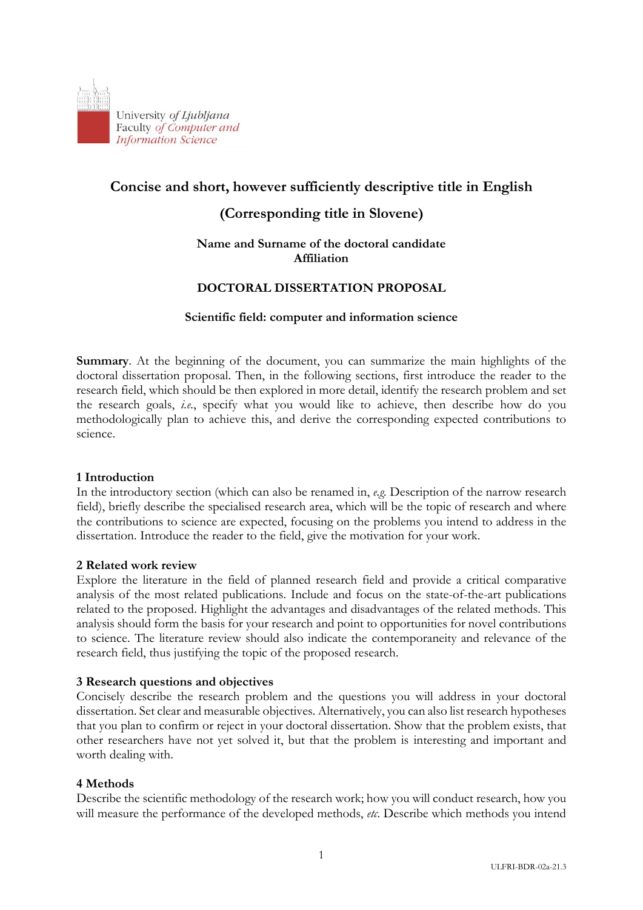University *of Ljubljana*
Faculty *of Computer and Information Science*

# Concise and short, however sufficiently descriptive title in English

# (Corresponding title in Slovene)

**Name and Surname of the doctoral candidate**
**Affiliation**

**DOCTORAL DISSERTATION PROPOSAL**

**Scientific field: computer and information science**

**Summary**. At the beginning of the document, you can summarize the main highlights of the doctoral dissertation proposal. Then, in the following sections, first introduce the reader to the research field, which should be then explored in more detail, identify the research problem and set the research goals, *i.e.*, specify what you would like to achieve, then describe how do you methodologically plan to achieve this, and derive the corresponding expected contributions to science.

## 1 Introduction

In the introductory section (which can also be renamed in, *e.g.* Description of the narrow research field), briefly describe the specialised research area, which will be the topic of research and where the contributions to science are expected, focusing on the problems you intend to address in the dissertation. Introduce the reader to the field, give the motivation for your work.

## 2 Related work review

Explore the literature in the field of planned research field and provide a critical comparative analysis of the most related publications. Include and focus on the state-of-the-art publications related to the proposed. Highlight the advantages and disadvantages of the related methods. This analysis should form the basis for your research and point to opportunities for novel contributions to science. The literature review should also indicate the contemporaneity and relevance of the research field, thus justifying the topic of the proposed research.

## 3 Research questions and objectives

Concisely describe the research problem and the questions you will address in your doctoral dissertation. Set clear and measurable objectives. Alternatively, you can also list research hypotheses that you plan to confirm or reject in your doctoral dissertation. Show that the problem exists, that other researchers have not yet solved it, but that the problem is interesting and important and worth dealing with.

## 4 Methods

Describe the scientific methodology of the research work; how you will conduct research, how you will measure the performance of the developed methods, *etc*. Describe which methods you intend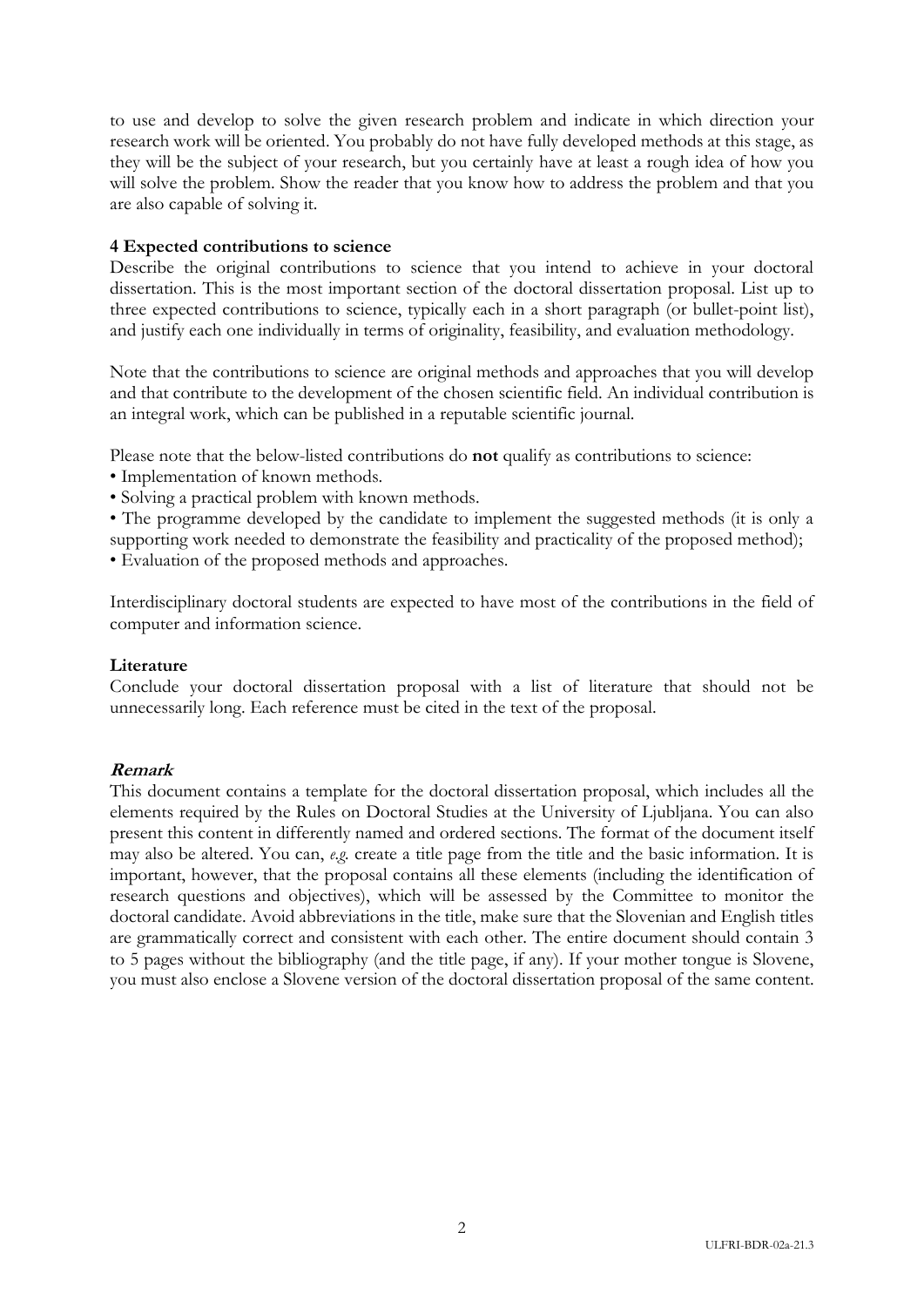to use and develop to solve the given research problem and indicate in which direction your research work will be oriented. You probably do not have fully developed methods at this stage, as they will be the subject of your research, but you certainly have at least a rough idea of how you will solve the problem. Show the reader that you know how to address the problem and that you are also capable of solving it.

### 4 Expected contributions to science

Describe the original contributions to science that you intend to achieve in your doctoral dissertation. This is the most important section of the doctoral dissertation proposal. List up to three expected contributions to science, typically each in a short paragraph (or bullet-point list), and justify each one individually in terms of originality, feasibility, and evaluation methodology.

Note that the contributions to science are original methods and approaches that you will develop and that contribute to the development of the chosen scientific field. An individual contribution is an integral work, which can be published in a reputable scientific journal.

Please note that the below-listed contributions do **not** qualify as contributions to science:

- Implementation of known methods.
- Solving a practical problem with known methods.
- The programme developed by the candidate to implement the suggested methods (it is only a supporting work needed to demonstrate the feasibility and practicality of the proposed method);
- Evaluation of the proposed methods and approaches.

Interdisciplinary doctoral students are expected to have most of the contributions in the field of computer and information science.

### Literature

Conclude your doctoral dissertation proposal with a list of literature that should not be unnecessarily long. Each reference must be cited in the text of the proposal.

### *Remark*

This document contains a template for the doctoral dissertation proposal, which includes all the elements required by the Rules on Doctoral Studies at the University of Ljubljana. You can also present this content in differently named and ordered sections. The format of the document itself may also be altered. You can, *e.g.* create a title page from the title and the basic information. It is important, however, that the proposal contains all these elements (including the identification of research questions and objectives), which will be assessed by the Committee to monitor the doctoral candidate. Avoid abbreviations in the title, make sure that the Slovenian and English titles are grammatically correct and consistent with each other. The entire document should contain 3 to 5 pages without the bibliography (and the title page, if any). If your mother tongue is Slovene, you must also enclose a Slovene version of the doctoral dissertation proposal of the same content.